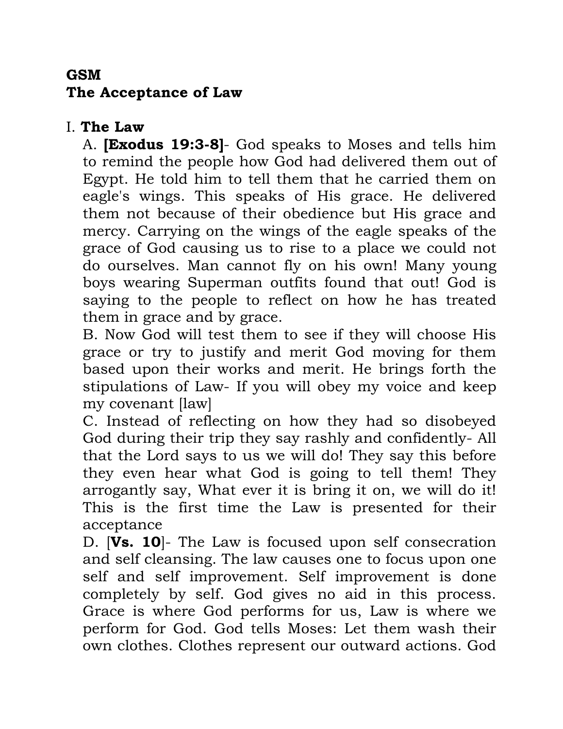**GSM**
**The Acceptance of Law**

I. **The Law**

A. **[Exodus 19:3-8]**- God speaks to Moses and tells him to remind the people how God had delivered them out of Egypt. He told him to tell them that he carried them on eagle's wings. This speaks of His grace. He delivered them not because of their obedience but His grace and mercy. Carrying on the wings of the eagle speaks of the grace of God causing us to rise to a place we could not do ourselves. Man cannot fly on his own! Many young boys wearing Superman outfits found that out! God is saying to the people to reflect on how he has treated them in grace and by grace.

B. Now God will test them to see if they will choose His grace or try to justify and merit God moving for them based upon their works and merit. He brings forth the stipulations of Law- If you will obey my voice and keep my covenant [law]

C. Instead of reflecting on how they had so disobeyed God during their trip they say rashly and confidently- All that the Lord says to us we will do! They say this before they even hear what God is going to tell them! They arrogantly say, What ever it is bring it on, we will do it! This is the first time the Law is presented for their acceptance

D. [**Vs. 10**]- The Law is focused upon self consecration and self cleansing. The law causes one to focus upon one self and self improvement. Self improvement is done completely by self. God gives no aid in this process. Grace is where God performs for us, Law is where we perform for God. God tells Moses: Let them wash their own clothes. Clothes represent our outward actions. God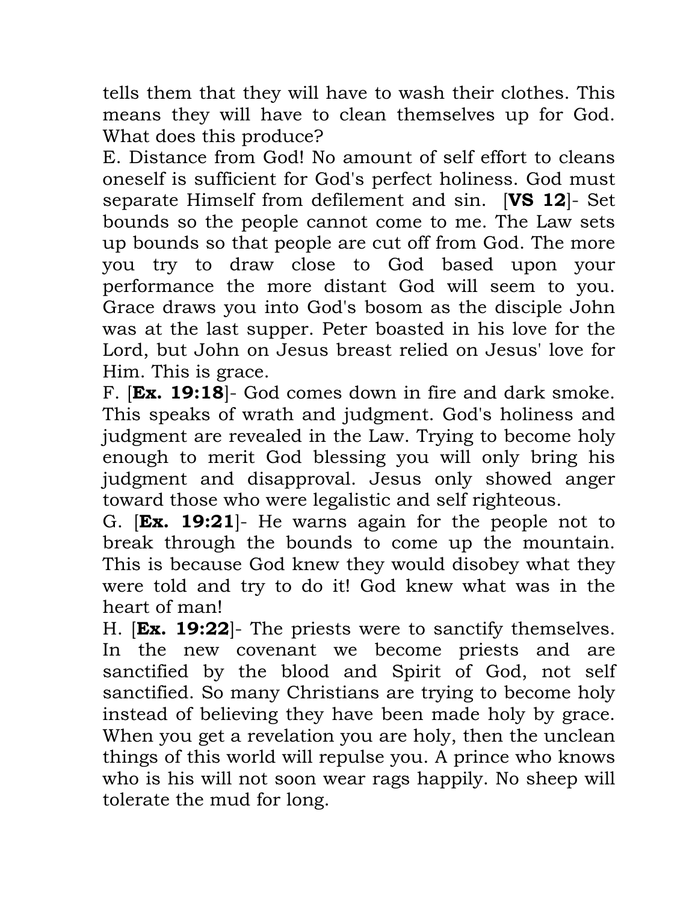tells them that they will have to wash their clothes. This means they will have to clean themselves up for God. What does this produce?

E. Distance from God! No amount of self effort to cleans oneself is sufficient for God's perfect holiness. God must separate Himself from defilement and sin. [**VS 12**]- Set bounds so the people cannot come to me. The Law sets up bounds so that people are cut off from God. The more you try to draw close to God based upon your performance the more distant God will seem to you. Grace draws you into God's bosom as the disciple John was at the last supper. Peter boasted in his love for the Lord, but John on Jesus breast relied on Jesus' love for Him. This is grace.

F. [**Ex. 19:18**]- God comes down in fire and dark smoke. This speaks of wrath and judgment. God's holiness and judgment are revealed in the Law. Trying to become holy enough to merit God blessing you will only bring his judgment and disapproval. Jesus only showed anger toward those who were legalistic and self righteous.

G. [**Ex. 19:21**]- He warns again for the people not to break through the bounds to come up the mountain. This is because God knew they would disobey what they were told and try to do it! God knew what was in the heart of man!

H. [**Ex. 19:22**]- The priests were to sanctify themselves. In the new covenant we become priests and are sanctified by the blood and Spirit of God, not self sanctified. So many Christians are trying to become holy instead of believing they have been made holy by grace. When you get a revelation you are holy, then the unclean things of this world will repulse you. A prince who knows who is his will not soon wear rags happily. No sheep will tolerate the mud for long.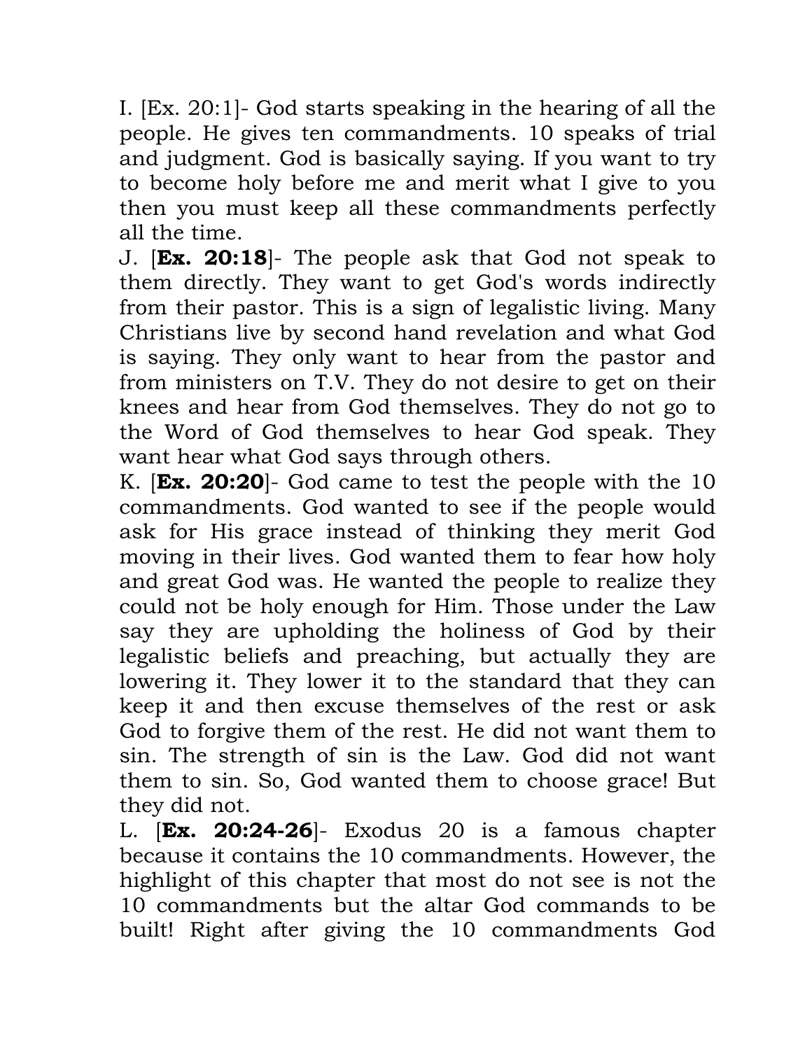I. [Ex. 20:1]- God starts speaking in the hearing of all the people. He gives ten commandments. 10 speaks of trial and judgment. God is basically saying. If you want to try to become holy before me and merit what I give to you then you must keep all these commandments perfectly all the time.

J. [**Ex. 20:18**]- The people ask that God not speak to them directly. They want to get God's words indirectly from their pastor. This is a sign of legalistic living. Many Christians live by second hand revelation and what God is saying. They only want to hear from the pastor and from ministers on T.V. They do not desire to get on their knees and hear from God themselves. They do not go to the Word of God themselves to hear God speak. They want hear what God says through others.

K. [**Ex. 20:20**]- God came to test the people with the 10 commandments. God wanted to see if the people would ask for His grace instead of thinking they merit God moving in their lives. God wanted them to fear how holy and great God was. He wanted the people to realize they could not be holy enough for Him. Those under the Law say they are upholding the holiness of God by their legalistic beliefs and preaching, but actually they are lowering it. They lower it to the standard that they can keep it and then excuse themselves of the rest or ask God to forgive them of the rest. He did not want them to sin. The strength of sin is the Law. God did not want them to sin. So, God wanted them to choose grace! But they did not.

L. [**Ex. 20:24-26**]- Exodus 20 is a famous chapter because it contains the 10 commandments. However, the highlight of this chapter that most do not see is not the 10 commandments but the altar God commands to be built! Right after giving the 10 commandments God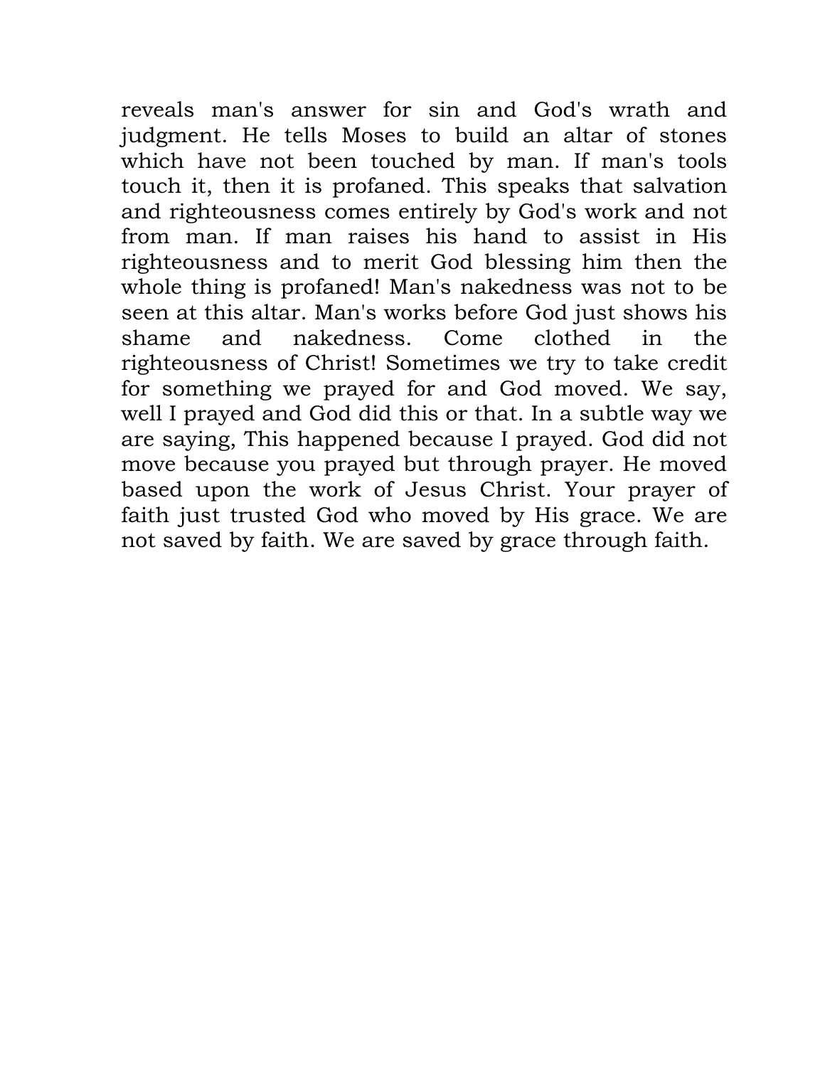reveals man's answer for sin and God's wrath and judgment. He tells Moses to build an altar of stones which have not been touched by man. If man's tools touch it, then it is profaned. This speaks that salvation and righteousness comes entirely by God's work and not from man. If man raises his hand to assist in His righteousness and to merit God blessing him then the whole thing is profaned! Man's nakedness was not to be seen at this altar. Man's works before God just shows his shame and nakedness. Come clothed in the righteousness of Christ! Sometimes we try to take credit for something we prayed for and God moved. We say, well I prayed and God did this or that. In a subtle way we are saying, This happened because I prayed. God did not move because you prayed but through prayer. He moved based upon the work of Jesus Christ. Your prayer of faith just trusted God who moved by His grace. We are not saved by faith. We are saved by grace through faith.